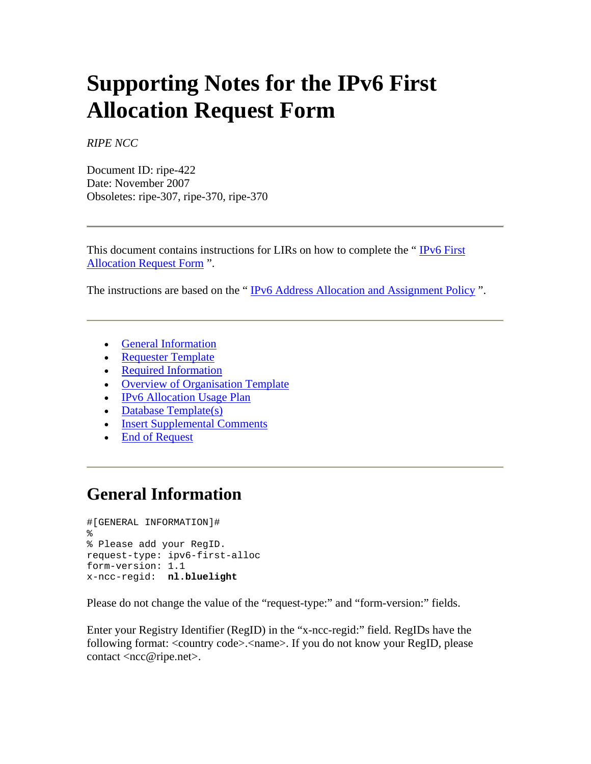# Supporting Notes for the IPv6 First Allocation Request Form

*RIPE NCC*

Document ID: ripe-422
Date: November 2007
Obsoletes: ripe-307, ripe-370, ripe-370

---

This document contains instructions for LIRs on how to complete the " IPv6 First Allocation Request Form ".

The instructions are based on the " IPv6 Address Allocation and Assignment Policy ".

---

- General Information
- Requester Template
- Required Information
- Overview of Organisation Template
- IPv6 Allocation Usage Plan
- Database Template(s)
- Insert Supplemental Comments
- End of Request

---

## General Information

```
#[GENERAL INFORMATION]#
%
% Please add your RegID.
request-type: ipv6-first-alloc
form-version: 1.1
x-ncc-regid:  nl.bluelight
```

Please do not change the value of the "request-type:" and "form-version:" fields.

Enter your Registry Identifier (RegID) in the "x-ncc-regid:" field. RegIDs have the following format: <country code>.<name>. If you do not know your RegID, please contact <ncc@ripe.net>.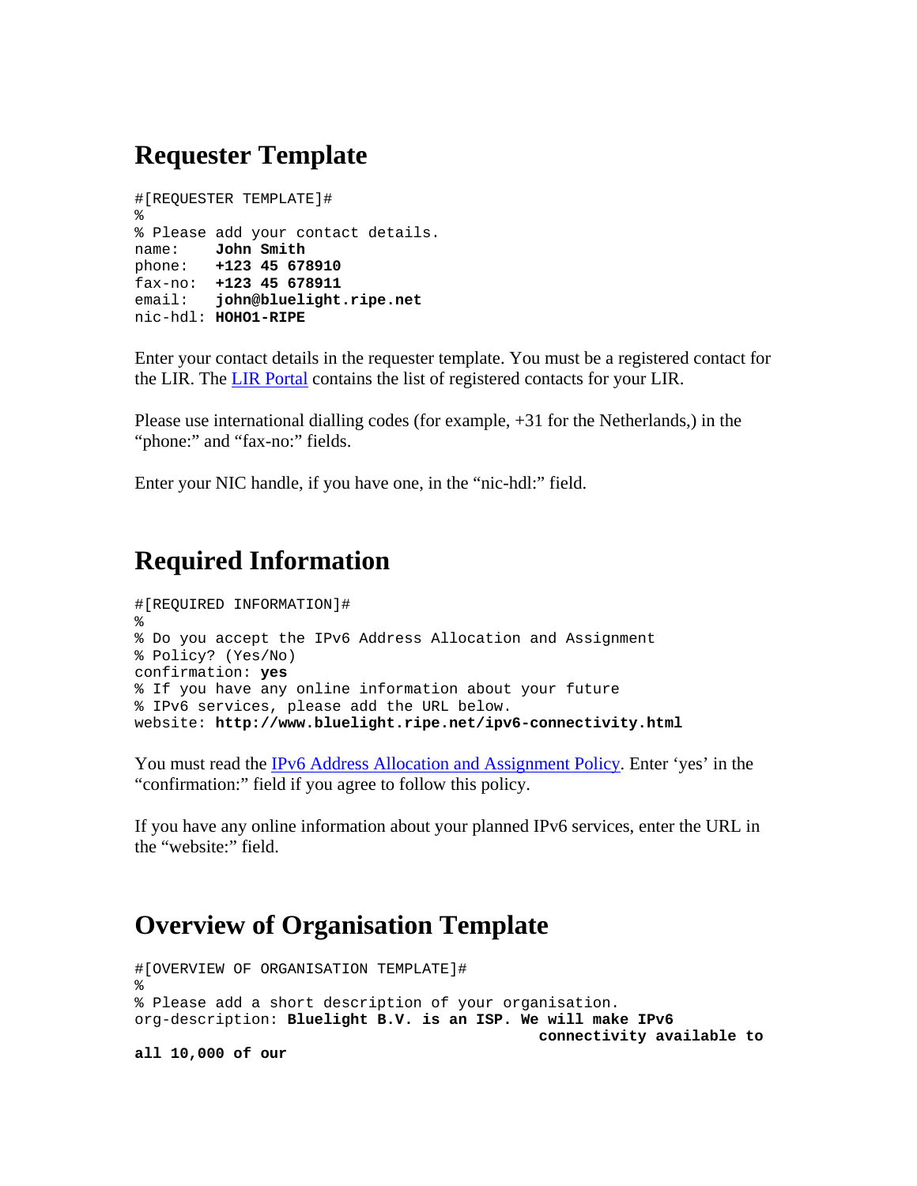## Requester Template

```
#[REQUESTER TEMPLATE]#
%
% Please add your contact details.
name:    John Smith
phone:   +123 45 678910
fax-no:  +123 45 678911
email:   john@bluelight.ripe.net
nic-hdl: HOHO1-RIPE
```

Enter your contact details in the requester template. You must be a registered contact for the LIR. The LIR Portal contains the list of registered contacts for your LIR.

Please use international dialling codes (for example, +31 for the Netherlands,) in the "phone:" and "fax-no:" fields.

Enter your NIC handle, if you have one, in the "nic-hdl:" field.

## Required Information

```
#[REQUIRED INFORMATION]#
%
% Do you accept the IPv6 Address Allocation and Assignment
% Policy? (Yes/No)
confirmation: yes
% If you have any online information about your future
% IPv6 services, please add the URL below.
website: http://www.bluelight.ripe.net/ipv6-connectivity.html
```

You must read the IPv6 Address Allocation and Assignment Policy. Enter 'yes' in the "confirmation:" field if you agree to follow this policy.

If you have any online information about your planned IPv6 services, enter the URL in the "website:" field.

## Overview of Organisation Template

```
#[OVERVIEW OF ORGANISATION TEMPLATE]#
%
% Please add a short description of your organisation.
org-description: Bluelight B.V. is an ISP. We will make IPv6
                                             connectivity available to
all 10,000 of our
```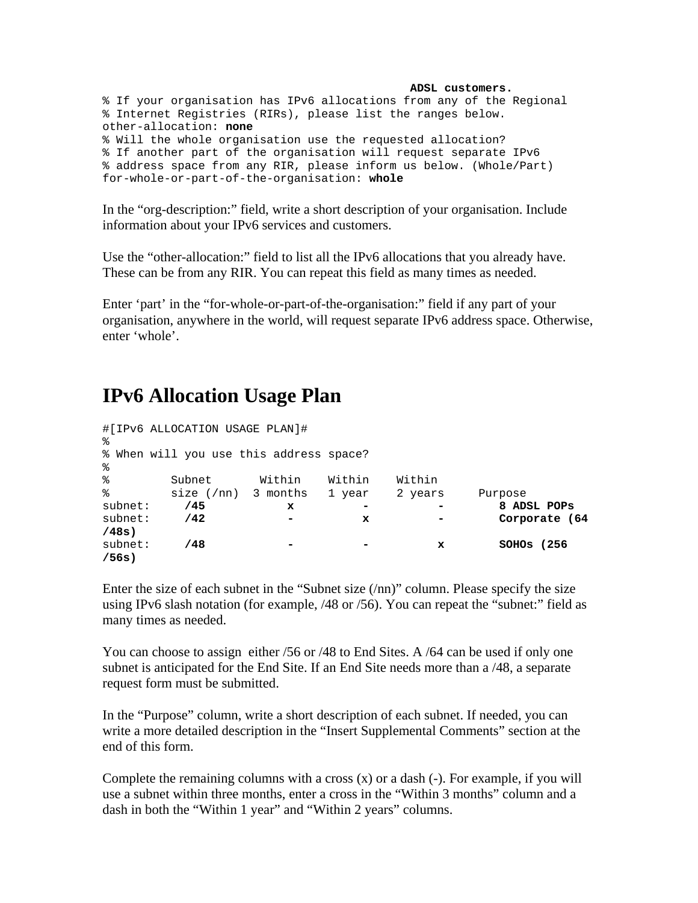```
                                                 ADSL customers.
% If your organisation has IPv6 allocations from any of the Regional
% Internet Registries (RIRs), please list the ranges below.
other-allocation: none
% Will the whole organisation use the requested allocation?
% If another part of the organisation will request separate IPv6
% address space from any RIR, please inform us below. (Whole/Part)
for-whole-or-part-of-the-organisation: whole
```

In the “org-description:” field, write a short description of your organisation. Include information about your IPv6 services and customers.

Use the “other-allocation:” field to list all the IPv6 allocations that you already have. These can be from any RIR. You can repeat this field as many times as needed.

Enter ‘part’ in the “for-whole-or-part-of-the-organisation:” field if any part of your organisation, anywhere in the world, will request separate IPv6 address space. Otherwise, enter ‘whole’.

# IPv6 Allocation Usage Plan

```
#[IPv6 ALLOCATION USAGE PLAN]#
%
% When will you use this address space?
%
%         Subnet       Within    Within    Within
%         size (/nn)  3 months   1 year    2 years     Purpose
subnet:     /45          x         -          -        8 ADSL POPs
subnet:     /42          -         x          -        Corporate (64
/48s)
subnet:     /48          -         -          x        SOHOs (256
/56s)
```

Enter the size of each subnet in the “Subnet size (/nn)” column. Please specify the size using IPv6 slash notation (for example, /48 or /56). You can repeat the “subnet:” field as many times as needed.

You can choose to assign either /56 or /48 to End Sites. A /64 can be used if only one subnet is anticipated for the End Site. If an End Site needs more than a /48, a separate request form must be submitted.

In the “Purpose” column, write a short description of each subnet. If needed, you can write a more detailed description in the “Insert Supplemental Comments” section at the end of this form.

Complete the remaining columns with a cross (x) or a dash (-). For example, if you will use a subnet within three months, enter a cross in the “Within 3 months” column and a dash in both the “Within 1 year” and “Within 2 years” columns.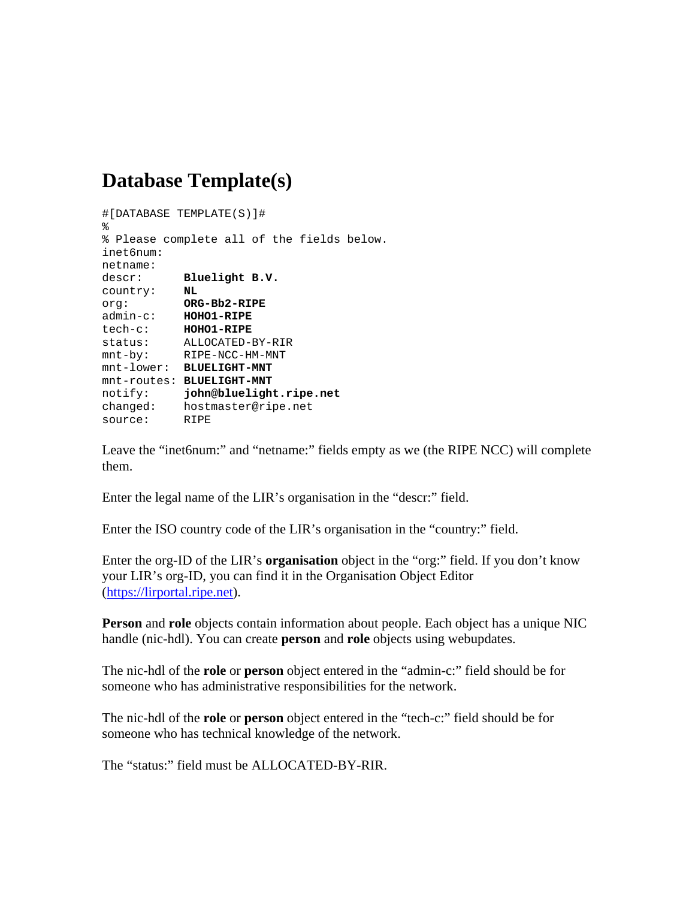# Database Template(s)

```
#[DATABASE TEMPLATE(S)]#
%
% Please complete all of the fields below.
inet6num:
netname:
descr:       Bluelight B.V.
country:     NL
org:         ORG-Bb2-RIPE
admin-c:     HOHO1-RIPE
tech-c:      HOHO1-RIPE
status:      ALLOCATED-BY-RIR
mnt-by:      RIPE-NCC-HM-MNT
mnt-lower:   BLUELIGHT-MNT
mnt-routes:  BLUELIGHT-MNT
notify:      john@bluelight.ripe.net
changed:     hostmaster@ripe.net
source:      RIPE
```

Leave the “inet6num:” and “netname:” fields empty as we (the RIPE NCC) will complete them.

Enter the legal name of the LIR’s organisation in the “descr:” field.

Enter the ISO country code of the LIR’s organisation in the “country:” field.

Enter the org-ID of the LIR’s **organisation** object in the “org:” field. If you don’t know your LIR’s org-ID, you can find it in the Organisation Object Editor (https://lirportal.ripe.net).

**Person** and **role** objects contain information about people. Each object has a unique NIC handle (nic-hdl). You can create **person** and **role** objects using webupdates.

The nic-hdl of the **role** or **person** object entered in the “admin-c:” field should be for someone who has administrative responsibilities for the network.

The nic-hdl of the **role** or **person** object entered in the “tech-c:” field should be for someone who has technical knowledge of the network.

The “status:” field must be ALLOCATED-BY-RIR.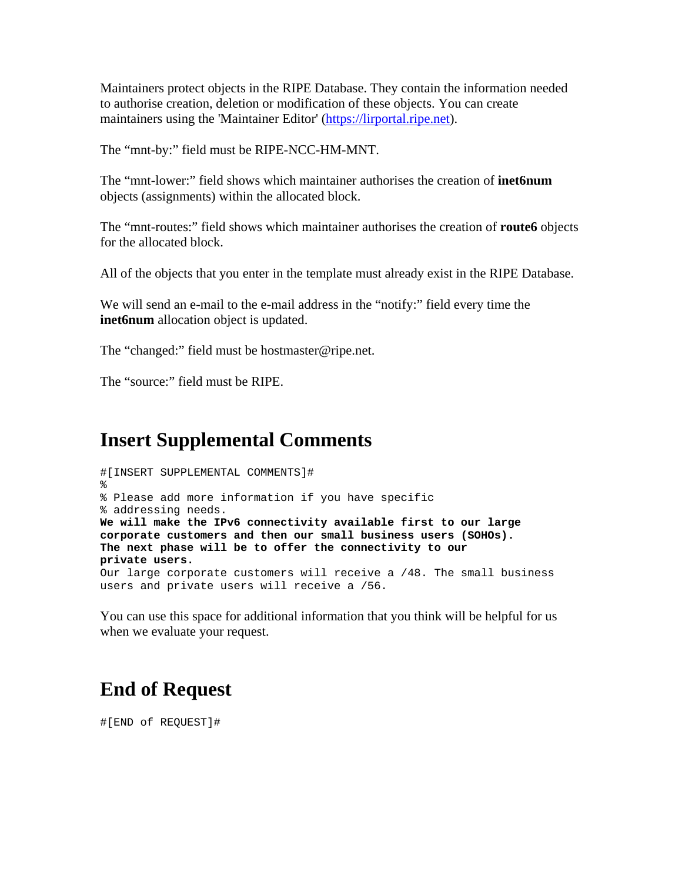Maintainers protect objects in the RIPE Database. They contain the information needed to authorise creation, deletion or modification of these objects. You can create maintainers using the 'Maintainer Editor' (https://lirportal.ripe.net).

The “mnt-by:” field must be RIPE-NCC-HM-MNT.

The “mnt-lower:” field shows which maintainer authorises the creation of **inet6num** objects (assignments) within the allocated block.

The “mnt-routes:” field shows which maintainer authorises the creation of **route6** objects for the allocated block.

All of the objects that you enter in the template must already exist in the RIPE Database.

We will send an e-mail to the e-mail address in the “notify:” field every time the **inet6num** allocation object is updated.

The “changed:” field must be hostmaster@ripe.net.

The “source:” field must be RIPE.

## Insert Supplemental Comments

```
#[INSERT SUPPLEMENTAL COMMENTS]#
%
% Please add more information if you have specific
% addressing needs.
We will make the IPv6 connectivity available first to our large
corporate customers and then our small business users (SOHOs).
The next phase will be to offer the connectivity to our
private users.
Our large corporate customers will receive a /48. The small business
users and private users will receive a /56.
```

You can use this space for additional information that you think will be helpful for us when we evaluate your request.

## End of Request

```
#[END of REQUEST]#
```